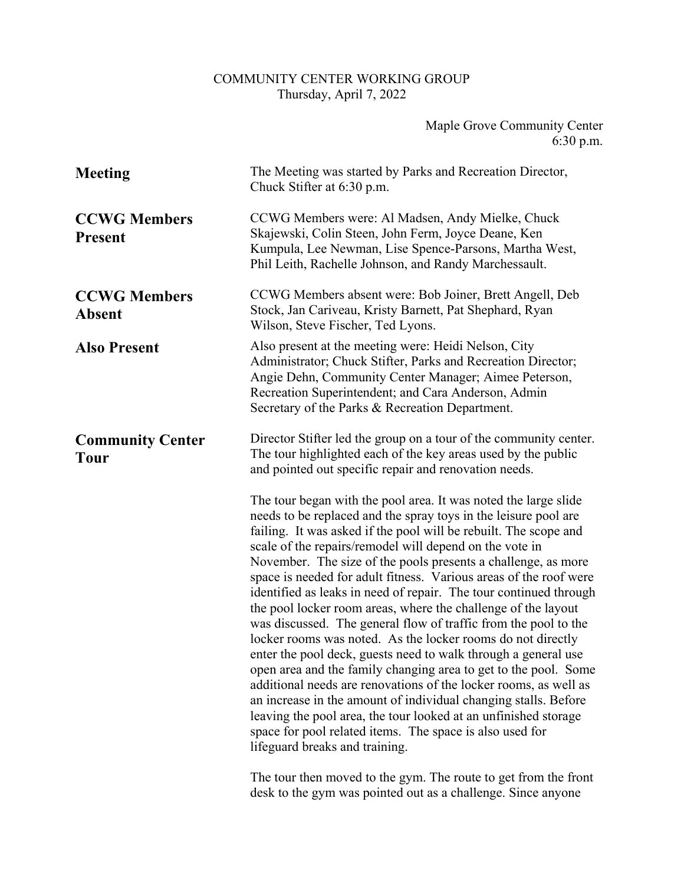# COMMUNITY CENTER WORKING GROUP

Thursday, April 7, 2022

Maple Grove Community Center
6:30 p.m.

**Meeting**

The Meeting was started by Parks and Recreation Director, Chuck Stifter at 6:30 p.m.

**CCWG Members Present**

CCWG Members were: Al Madsen, Andy Mielke, Chuck Skajewski, Colin Steen, John Ferm, Joyce Deane, Ken Kumpula, Lee Newman, Lise Spence-Parsons, Martha West, Phil Leith, Rachelle Johnson, and Randy Marchessault.

**CCWG Members Absent**

CCWG Members absent were: Bob Joiner, Brett Angell, Deb Stock, Jan Cariveau, Kristy Barnett, Pat Shephard, Ryan Wilson, Steve Fischer, Ted Lyons.

**Also Present**

Also present at the meeting were: Heidi Nelson, City Administrator; Chuck Stifter, Parks and Recreation Director; Angie Dehn, Community Center Manager; Aimee Peterson, Recreation Superintendent; and Cara Anderson, Admin Secretary of the Parks & Recreation Department.

**Community Center Tour**

Director Stifter led the group on a tour of the community center. The tour highlighted each of the key areas used by the public and pointed out specific repair and renovation needs.

The tour began with the pool area. It was noted the large slide needs to be replaced and the spray toys in the leisure pool are failing. It was asked if the pool will be rebuilt. The scope and scale of the repairs/remodel will depend on the vote in November. The size of the pools presents a challenge, as more space is needed for adult fitness. Various areas of the roof were identified as leaks in need of repair. The tour continued through the pool locker room areas, where the challenge of the layout was discussed. The general flow of traffic from the pool to the locker rooms was noted. As the locker rooms do not directly enter the pool deck, guests need to walk through a general use open area and the family changing area to get to the pool. Some additional needs are renovations of the locker rooms, as well as an increase in the amount of individual changing stalls. Before leaving the pool area, the tour looked at an unfinished storage space for pool related items. The space is also used for lifeguard breaks and training.

The tour then moved to the gym. The route to get from the front desk to the gym was pointed out as a challenge. Since anyone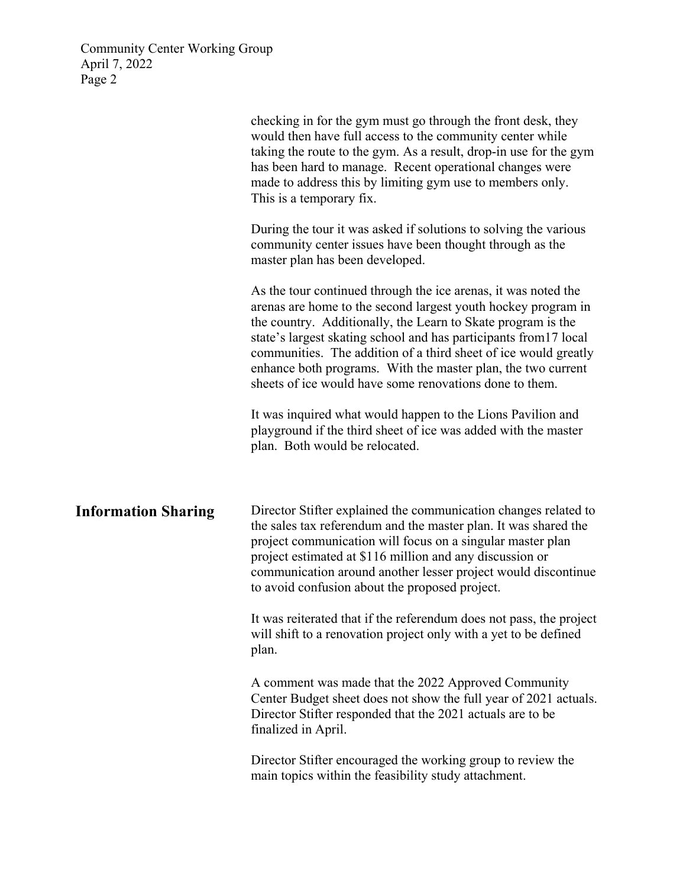checking in for the gym must go through the front desk, they would then have full access to the community center while taking the route to the gym. As a result, drop-in use for the gym has been hard to manage. Recent operational changes were made to address this by limiting gym use to members only. This is a temporary fix.

During the tour it was asked if solutions to solving the various community center issues have been thought through as the master plan has been developed.

As the tour continued through the ice arenas, it was noted the arenas are home to the second largest youth hockey program in the country. Additionally, the Learn to Skate program is the state's largest skating school and has participants from17 local communities. The addition of a third sheet of ice would greatly enhance both programs. With the master plan, the two current sheets of ice would have some renovations done to them.

It was inquired what would happen to the Lions Pavilion and playground if the third sheet of ice was added with the master plan. Both would be relocated.

## Information Sharing

Director Stifter explained the communication changes related to the sales tax referendum and the master plan. It was shared the project communication will focus on a singular master plan project estimated at $116 million and any discussion or communication around another lesser project would discontinue to avoid confusion about the proposed project.

It was reiterated that if the referendum does not pass, the project will shift to a renovation project only with a yet to be defined plan.

A comment was made that the 2022 Approved Community Center Budget sheet does not show the full year of 2021 actuals. Director Stifter responded that the 2021 actuals are to be finalized in April.

Director Stifter encouraged the working group to review the main topics within the feasibility study attachment.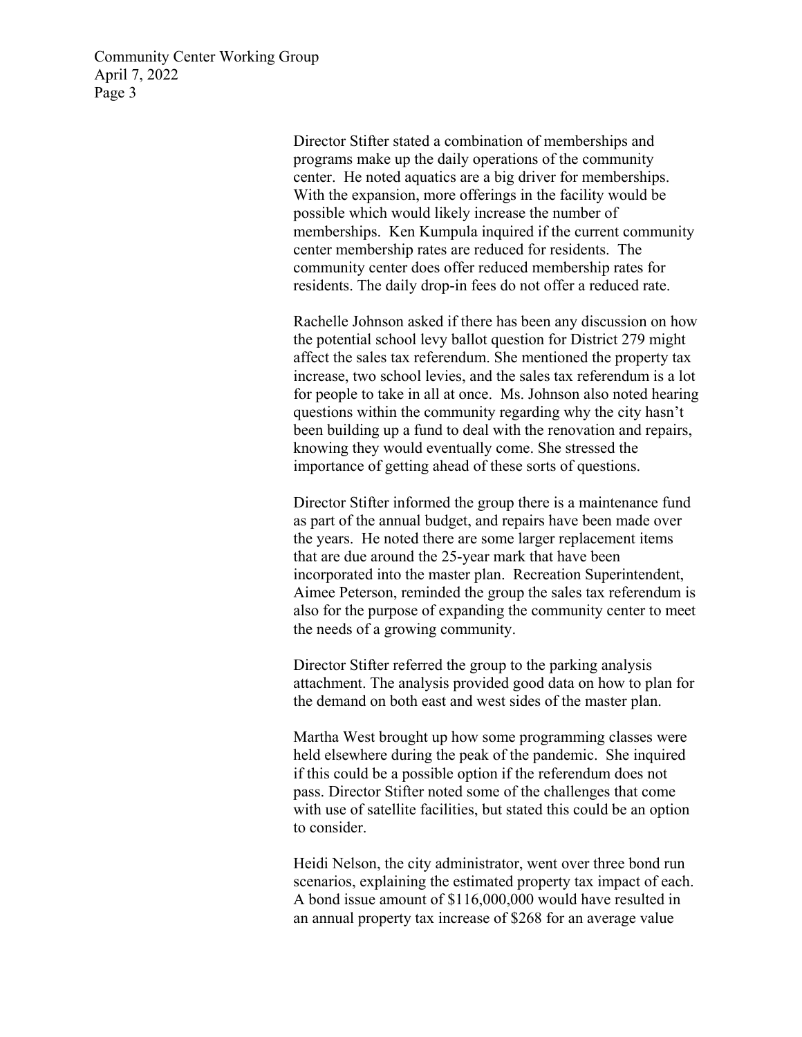Director Stifter stated a combination of memberships and programs make up the daily operations of the community center. He noted aquatics are a big driver for memberships. With the expansion, more offerings in the facility would be possible which would likely increase the number of memberships. Ken Kumpula inquired if the current community center membership rates are reduced for residents. The community center does offer reduced membership rates for residents. The daily drop-in fees do not offer a reduced rate.

Rachelle Johnson asked if there has been any discussion on how the potential school levy ballot question for District 279 might affect the sales tax referendum. She mentioned the property tax increase, two school levies, and the sales tax referendum is a lot for people to take in all at once. Ms. Johnson also noted hearing questions within the community regarding why the city hasn't been building up a fund to deal with the renovation and repairs, knowing they would eventually come. She stressed the importance of getting ahead of these sorts of questions.

Director Stifter informed the group there is a maintenance fund as part of the annual budget, and repairs have been made over the years. He noted there are some larger replacement items that are due around the 25-year mark that have been incorporated into the master plan. Recreation Superintendent, Aimee Peterson, reminded the group the sales tax referendum is also for the purpose of expanding the community center to meet the needs of a growing community.

Director Stifter referred the group to the parking analysis attachment. The analysis provided good data on how to plan for the demand on both east and west sides of the master plan.

Martha West brought up how some programming classes were held elsewhere during the peak of the pandemic. She inquired if this could be a possible option if the referendum does not pass. Director Stifter noted some of the challenges that come with use of satellite facilities, but stated this could be an option to consider.

Heidi Nelson, the city administrator, went over three bond run scenarios, explaining the estimated property tax impact of each. A bond issue amount of $116,000,000 would have resulted in an annual property tax increase of $268 for an average value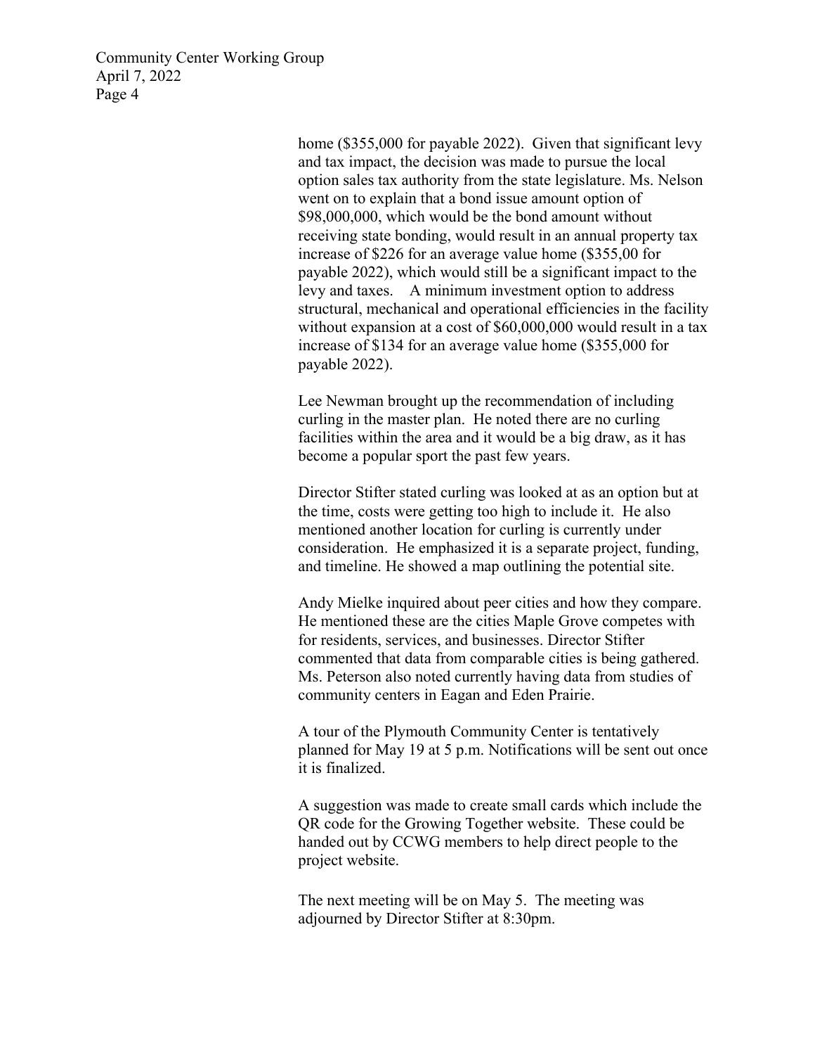home ($355,000 for payable 2022). Given that significant levy and tax impact, the decision was made to pursue the local option sales tax authority from the state legislature. Ms. Nelson went on to explain that a bond issue amount option of $98,000,000, which would be the bond amount without receiving state bonding, would result in an annual property tax increase of $226 for an average value home ($355,00 for payable 2022), which would still be a significant impact to the levy and taxes. A minimum investment option to address structural, mechanical and operational efficiencies in the facility without expansion at a cost of $60,000,000 would result in a tax increase of $134 for an average value home ($355,000 for payable 2022).

Lee Newman brought up the recommendation of including curling in the master plan. He noted there are no curling facilities within the area and it would be a big draw, as it has become a popular sport the past few years.

Director Stifter stated curling was looked at as an option but at the time, costs were getting too high to include it. He also mentioned another location for curling is currently under consideration. He emphasized it is a separate project, funding, and timeline. He showed a map outlining the potential site.

Andy Mielke inquired about peer cities and how they compare. He mentioned these are the cities Maple Grove competes with for residents, services, and businesses. Director Stifter commented that data from comparable cities is being gathered. Ms. Peterson also noted currently having data from studies of community centers in Eagan and Eden Prairie.

A tour of the Plymouth Community Center is tentatively planned for May 19 at 5 p.m. Notifications will be sent out once it is finalized.

A suggestion was made to create small cards which include the QR code for the Growing Together website. These could be handed out by CCWG members to help direct people to the project website.

The next meeting will be on May 5. The meeting was adjourned by Director Stifter at 8:30pm.